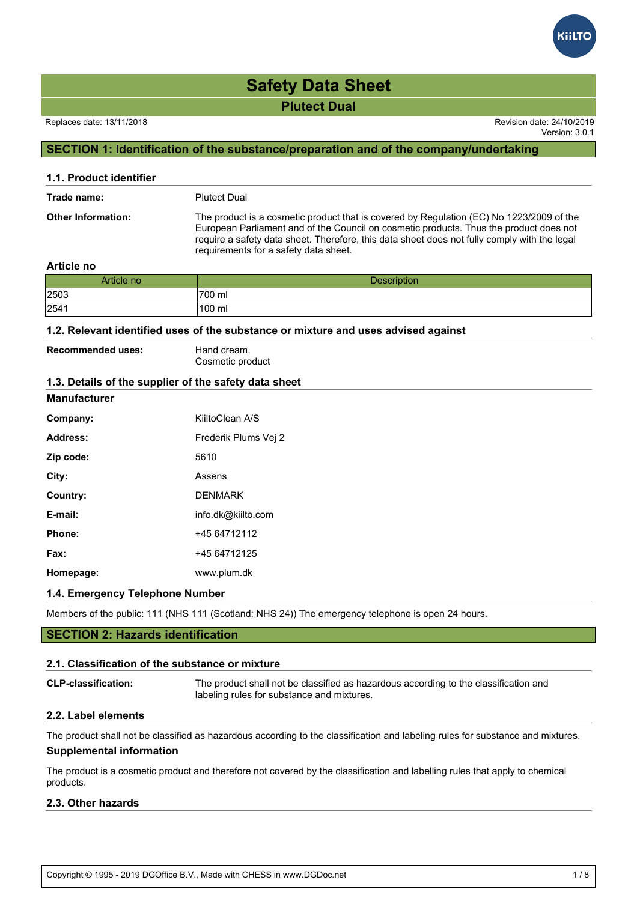# Safety Data Sheet

## Plutect Dual

Replaces date: 13/11/2018

Revision date: 24/10/2019
Version: 3.0.1

## SECTION 1: Identification of the substance/preparation and of the company/undertaking

### 1.1. Product identifier

**Trade name:** Plutect Dual

**Other Information:** The product is a cosmetic product that is covered by Regulation (EC) No 1223/2009 of the European Parliament and of the Council on cosmetic products. Thus the product does not require a safety data sheet. Therefore, this data sheet does not fully comply with the legal requirements for a safety data sheet.

**Article no**

| Article no | Description |
|---|---|
| 2503 | 700 ml |
| 2541 | 100 ml |

### 1.2. Relevant identified uses of the substance or mixture and uses advised against

**Recommended uses:** Hand cream.
Cosmetic product

### 1.3. Details of the supplier of the safety data sheet

**Manufacturer**

**Company:** KiiltoClean A/S

**Address:** Frederik Plums Vej 2

**Zip code:** 5610

**City:** Assens

**Country:** DENMARK

**E-mail:** info.dk@kiilto.com

**Phone:** +45 64712112

**Fax:** +45 64712125

**Homepage:** www.plum.dk

### 1.4. Emergency Telephone Number

Members of the public: 111 (NHS 111 (Scotland: NHS 24)) The emergency telephone is open 24 hours.

## SECTION 2: Hazards identification

### 2.1. Classification of the substance or mixture

**CLP-classification:** The product shall not be classified as hazardous according to the classification and labeling rules for substance and mixtures.

### 2.2. Label elements

The product shall not be classified as hazardous according to the classification and labeling rules for substance and mixtures.

**Supplemental information**

The product is a cosmetic product and therefore not covered by the classification and labelling rules that apply to chemical products.

### 2.3. Other hazards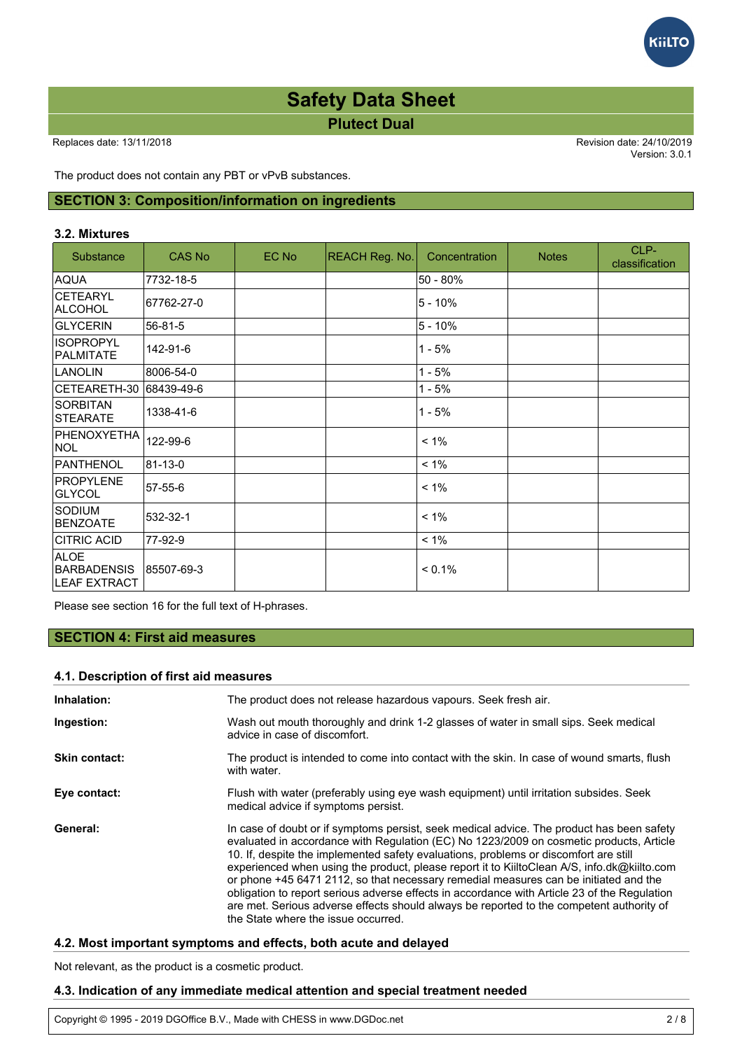# Safety Data Sheet

## Plutect Dual

Replaces date: 13/11/2018

Revision date: 24/10/2019
Version: 3.0.1

The product does not contain any PBT or vPvB substances.

## SECTION 3: Composition/information on ingredients

### 3.2. Mixtures

| Substance | CAS No | EC No | REACH Reg. No. | Concentration | Notes | CLP-classification |
|---|---|---|---|---|---|---|
| AQUA | 7732-18-5 | | | 50 - 80% | | |
| CETEARYL ALCOHOL | 67762-27-0 | | | 5 - 10% | | |
| GLYCERIN | 56-81-5 | | | 5 - 10% | | |
| ISOPROPYL PALMITATE | 142-91-6 | | | 1 - 5% | | |
| LANOLIN | 8006-54-0 | | | 1 - 5% | | |
| CETEARETH-30 | 68439-49-6 | | | 1 - 5% | | |
| SORBITAN STEARATE | 1338-41-6 | | | 1 - 5% | | |
| PHENOXYETHANOL | 122-99-6 | | | < 1% | | |
| PANTHENOL | 81-13-0 | | | < 1% | | |
| PROPYLENE GLYCOL | 57-55-6 | | | < 1% | | |
| SODIUM BENZOATE | 532-32-1 | | | < 1% | | |
| CITRIC ACID | 77-92-9 | | | < 1% | | |
| ALOE BARBADENSIS LEAF EXTRACT | 85507-69-3 | | | < 0.1% | | |

Please see section 16 for the full text of H-phrases.

## SECTION 4: First aid measures

### 4.1. Description of first aid measures

**Inhalation:** The product does not release hazardous vapours. Seek fresh air.

**Ingestion:** Wash out mouth thoroughly and drink 1-2 glasses of water in small sips. Seek medical advice in case of discomfort.

**Skin contact:** The product is intended to come into contact with the skin. In case of wound smarts, flush with water.

**Eye contact:** Flush with water (preferably using eye wash equipment) until irritation subsides. Seek medical advice if symptoms persist.

**General:** In case of doubt or if symptoms persist, seek medical advice. The product has been safety evaluated in accordance with Regulation (EC) No 1223/2009 on cosmetic products, Article 10. If, despite the implemented safety evaluations, problems or discomfort are still experienced when using the product, please report it to KiiltoClean A/S, info.dk@kiilto.com or phone +45 6471 2112, so that necessary remedial measures can be initiated and the obligation to report serious adverse effects in accordance with Article 23 of the Regulation are met. Serious adverse effects should always be reported to the competent authority of the State where the issue occurred.

### 4.2. Most important symptoms and effects, both acute and delayed

Not relevant, as the product is a cosmetic product.

### 4.3. Indication of any immediate medical attention and special treatment needed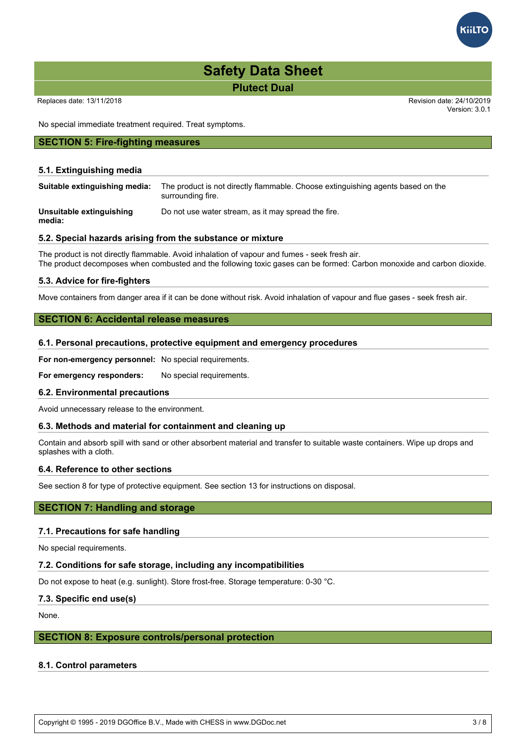No special immediate treatment required. Treat symptoms.

## SECTION 5: Fire-fighting measures

### 5.1. Extinguishing media

**Suitable extinguishing media:** The product is not directly flammable. Choose extinguishing agents based on the surrounding fire.

**Unsuitable extinguishing media:** Do not use water stream, as it may spread the fire.

### 5.2. Special hazards arising from the substance or mixture

The product is not directly flammable. Avoid inhalation of vapour and fumes - seek fresh air.
The product decomposes when combusted and the following toxic gases can be formed: Carbon monoxide and carbon dioxide.

### 5.3. Advice for fire-fighters

Move containers from danger area if it can be done without risk. Avoid inhalation of vapour and flue gases - seek fresh air.

## SECTION 6: Accidental release measures

### 6.1. Personal precautions, protective equipment and emergency procedures

**For non-emergency personnel:** No special requirements.

**For emergency responders:** No special requirements.

### 6.2. Environmental precautions

Avoid unnecessary release to the environment.

### 6.3. Methods and material for containment and cleaning up

Contain and absorb spill with sand or other absorbent material and transfer to suitable waste containers. Wipe up drops and splashes with a cloth.

### 6.4. Reference to other sections

See section 8 for type of protective equipment. See section 13 for instructions on disposal.

## SECTION 7: Handling and storage

### 7.1. Precautions for safe handling

No special requirements.

### 7.2. Conditions for safe storage, including any incompatibilities

Do not expose to heat (e.g. sunlight). Store frost-free. Storage temperature: 0-30 °C.

### 7.3. Specific end use(s)

None.

## SECTION 8: Exposure controls/personal protection

### 8.1. Control parameters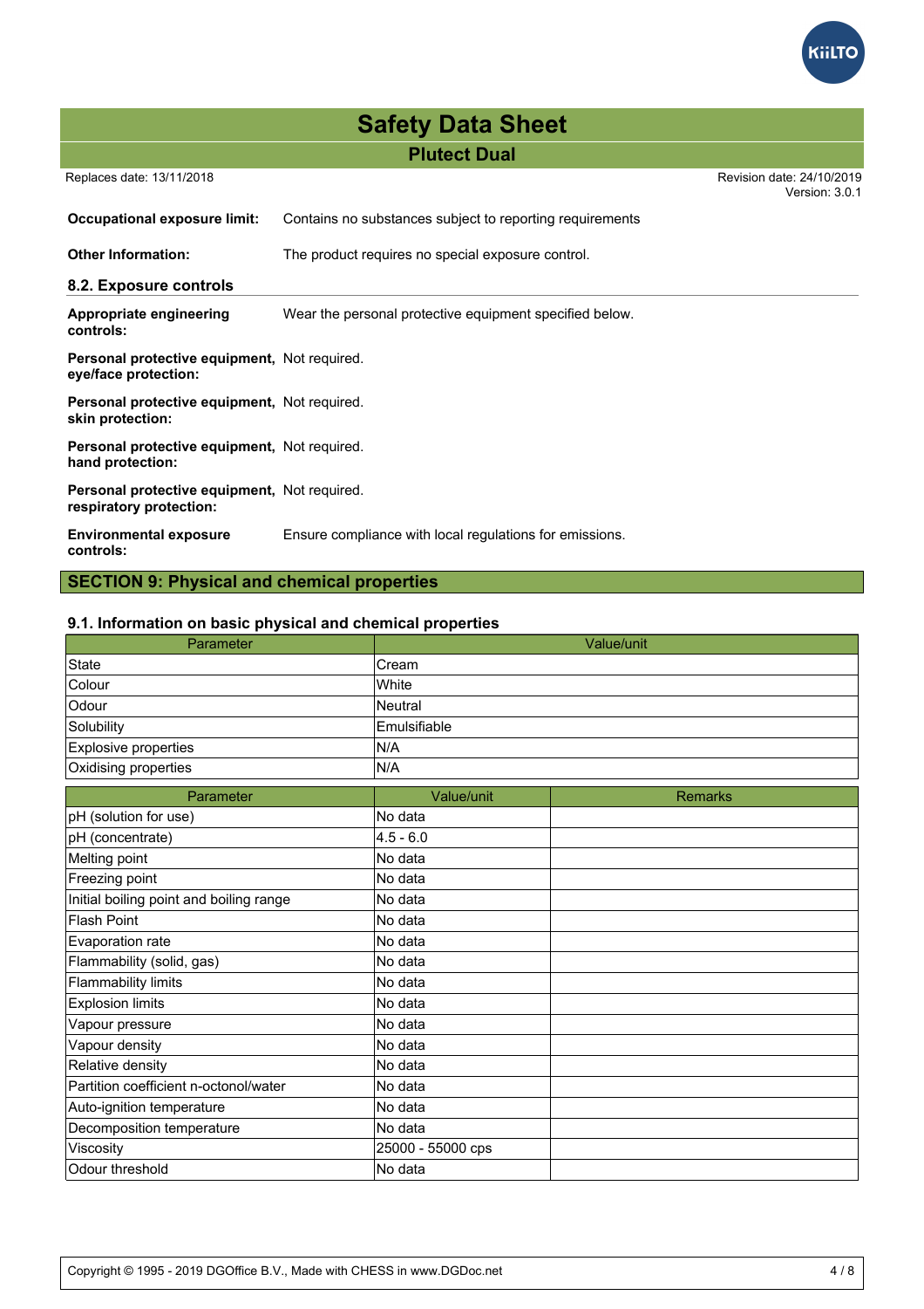**Occupational exposure limit:** Contains no substances subject to reporting requirements

**Other Information:** The product requires no special exposure control.

### 8.2. Exposure controls

**Appropriate engineering controls:** Wear the personal protective equipment specified below.

**Personal protective equipment, eye/face protection:** Not required.

**Personal protective equipment, skin protection:** Not required.

**Personal protective equipment, hand protection:** Not required.

**Personal protective equipment, respiratory protection:** Not required.

**Environmental exposure controls:** Ensure compliance with local regulations for emissions.

## SECTION 9: Physical and chemical properties

### 9.1. Information on basic physical and chemical properties

| Parameter | Value/unit |
|---|---|
| State | Cream |
| Colour | White |
| Odour | Neutral |
| Solubility | Emulsifiable |
| Explosive properties | N/A |
| Oxidising properties | N/A |

| Parameter | Value/unit | Remarks |
|---|---|---|
| pH (solution for use) | No data | |
| pH (concentrate) | 4.5 - 6.0 | |
| Melting point | No data | |
| Freezing point | No data | |
| Initial boiling point and boiling range | No data | |
| Flash Point | No data | |
| Evaporation rate | No data | |
| Flammability (solid, gas) | No data | |
| Flammability limits | No data | |
| Explosion limits | No data | |
| Vapour pressure | No data | |
| Vapour density | No data | |
| Relative density | No data | |
| Partition coefficient n-octonol/water | No data | |
| Auto-ignition temperature | No data | |
| Decomposition temperature | No data | |
| Viscosity | 25000 - 55000 cps | |
| Odour threshold | No data | |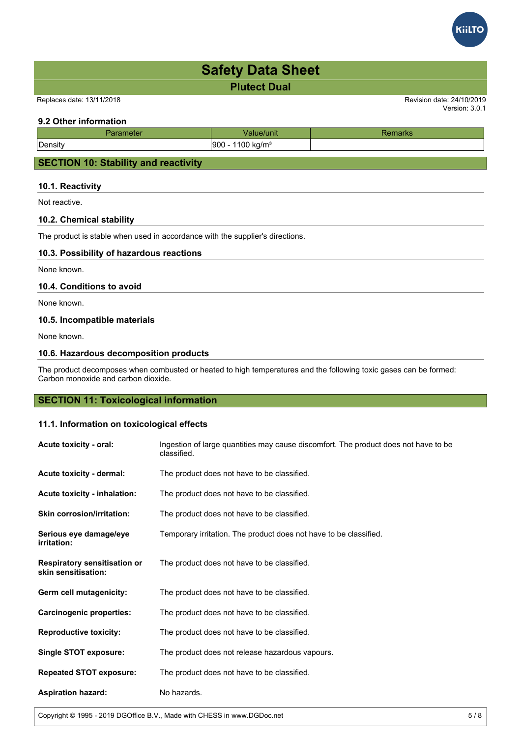### 9.2 Other information

| Parameter | Value/unit | Remarks |
|---|---|---|
| Density | 900 - 1100 kg/m³ | |

## SECTION 10: Stability and reactivity

### 10.1. Reactivity

Not reactive.

### 10.2. Chemical stability

The product is stable when used in accordance with the supplier's directions.

### 10.3. Possibility of hazardous reactions

None known.

### 10.4. Conditions to avoid

None known.

### 10.5. Incompatible materials

None known.

### 10.6. Hazardous decomposition products

The product decomposes when combusted or heated to high temperatures and the following toxic gases can be formed: Carbon monoxide and carbon dioxide.

## SECTION 11: Toxicological information

### 11.1. Information on toxicological effects

**Acute toxicity - oral:** Ingestion of large quantities may cause discomfort. The product does not have to be classified.

**Acute toxicity - dermal:** The product does not have to be classified.

**Acute toxicity - inhalation:** The product does not have to be classified.

**Skin corrosion/irritation:** The product does not have to be classified.

**Serious eye damage/eye irritation:** Temporary irritation. The product does not have to be classified.

**Respiratory sensitisation or skin sensitisation:** The product does not have to be classified.

**Germ cell mutagenicity:** The product does not have to be classified.

**Carcinogenic properties:** The product does not have to be classified.

**Reproductive toxicity:** The product does not have to be classified.

**Single STOT exposure:** The product does not release hazardous vapours.

**Repeated STOT exposure:** The product does not have to be classified.

**Aspiration hazard:** No hazards.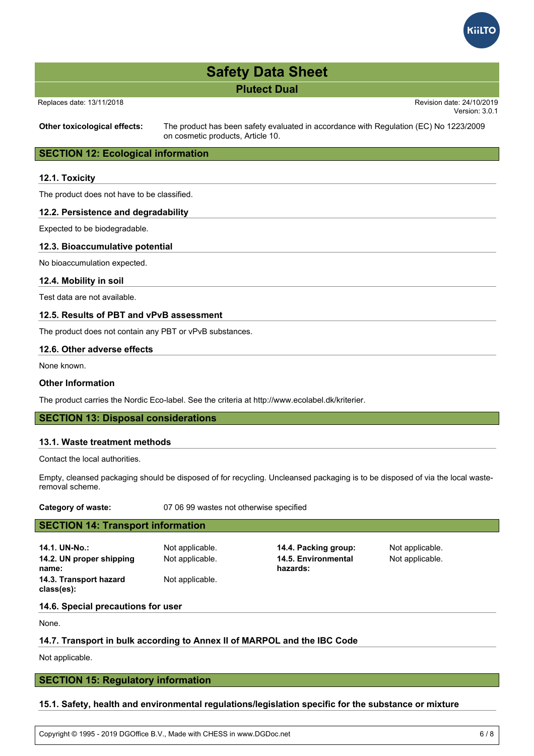**Other toxicological effects:** The product has been safety evaluated in accordance with Regulation (EC) No 1223/2009 on cosmetic products, Article 10.

## SECTION 12: Ecological information

### 12.1. Toxicity

The product does not have to be classified.

### 12.2. Persistence and degradability

Expected to be biodegradable.

### 12.3. Bioaccumulative potential

No bioaccumulation expected.

### 12.4. Mobility in soil

Test data are not available.

### 12.5. Results of PBT and vPvB assessment

The product does not contain any PBT or vPvB substances.

### 12.6. Other adverse effects

None known.

### Other Information

The product carries the Nordic Eco-label. See the criteria at http://www.ecolabel.dk/kriterier.

## SECTION 13: Disposal considerations

### 13.1. Waste treatment methods

Contact the local authorities.

Empty, cleansed packaging should be disposed of for recycling. Uncleansed packaging is to be disposed of via the local waste-removal scheme.

**Category of waste:** 07 06 99 wastes not otherwise specified

## SECTION 14: Transport information

**14.1. UN-No.:** Not applicable.

**14.2. UN proper shipping name:** Not applicable.

**14.3. Transport hazard class(es):** Not applicable.

**14.4. Packing group:** Not applicable.

**14.5. Environmental hazards:** Not applicable.

### 14.6. Special precautions for user

None.

### 14.7. Transport in bulk according to Annex II of MARPOL and the IBC Code

Not applicable.

## SECTION 15: Regulatory information

### 15.1. Safety, health and environmental regulations/legislation specific for the substance or mixture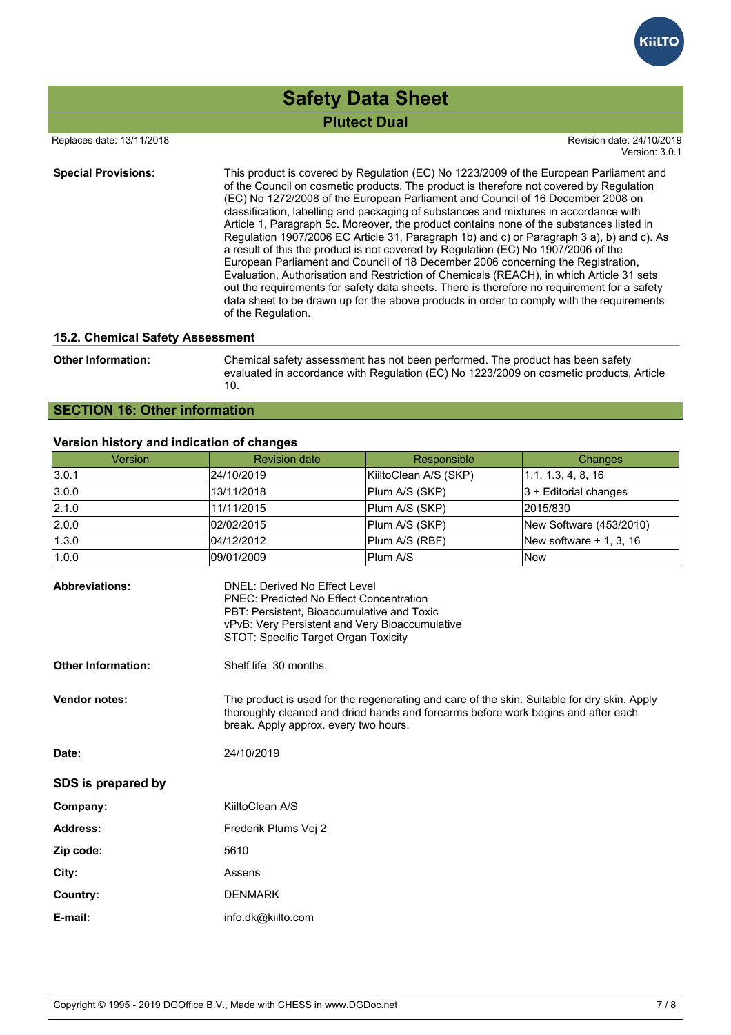**Special Provisions:** This product is covered by Regulation (EC) No 1223/2009 of the European Parliament and of the Council on cosmetic products. The product is therefore not covered by Regulation (EC) No 1272/2008 of the European Parliament and Council of 16 December 2008 on classification, labelling and packaging of substances and mixtures in accordance with Article 1, Paragraph 5c. Moreover, the product contains none of the substances listed in Regulation 1907/2006 EC Article 31, Paragraph 1b) and c) or Paragraph 3 a), b) and c). As a result of this the product is not covered by Regulation (EC) No 1907/2006 of the European Parliament and Council of 18 December 2006 concerning the Registration, Evaluation, Authorisation and Restriction of Chemicals (REACH), in which Article 31 sets out the requirements for safety data sheets. There is therefore no requirement for a safety data sheet to be drawn up for the above products in order to comply with the requirements of the Regulation.

### 15.2. Chemical Safety Assessment

**Other Information:** Chemical safety assessment has not been performed. The product has been safety evaluated in accordance with Regulation (EC) No 1223/2009 on cosmetic products, Article 10.

## SECTION 16: Other information

### Version history and indication of changes

| Version | Revision date | Responsible | Changes |
|---|---|---|---|
| 3.0.1 | 24/10/2019 | KiiltoClean A/S (SKP) | 1.1, 1.3, 4, 8, 16 |
| 3.0.0 | 13/11/2018 | Plum A/S (SKP) | 3 + Editorial changes |
| 2.1.0 | 11/11/2015 | Plum A/S (SKP) | 2015/830 |
| 2.0.0 | 02/02/2015 | Plum A/S (SKP) | New Software (453/2010) |
| 1.3.0 | 04/12/2012 | Plum A/S (RBF) | New software + 1, 3, 16 |
| 1.0.0 | 09/01/2009 | Plum A/S | New |

**Abbreviations:**
DNEL: Derived No Effect Level
PNEC: Predicted No Effect Concentration
PBT: Persistent, Bioaccumulative and Toxic
vPvB: Very Persistent and Very Bioaccumulative
STOT: Specific Target Organ Toxicity

**Other Information:** Shelf life: 30 months.

**Vendor notes:** The product is used for the regenerating and care of the skin. Suitable for dry skin. Apply thoroughly cleaned and dried hands and forearms before work begins and after each break. Apply approx. every two hours.

**Date:** 24/10/2019

### SDS is prepared by

**Company:** KiiltoClean A/S

**Address:** Frederik Plums Vej 2

**Zip code:** 5610

**City:** Assens

**Country:** DENMARK

**E-mail:** info.dk@kiilto.com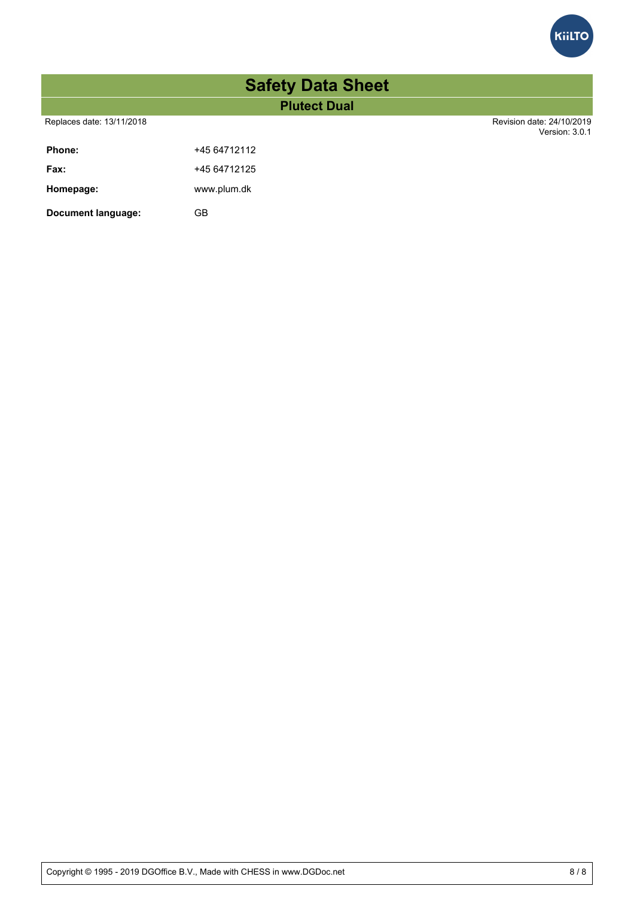| | |
|---|---|
| **Phone:** | +45 64712112 |
| **Fax:** | +45 64712125 |
| **Homepage:** | www.plum.dk |
| **Document language:** | GB |